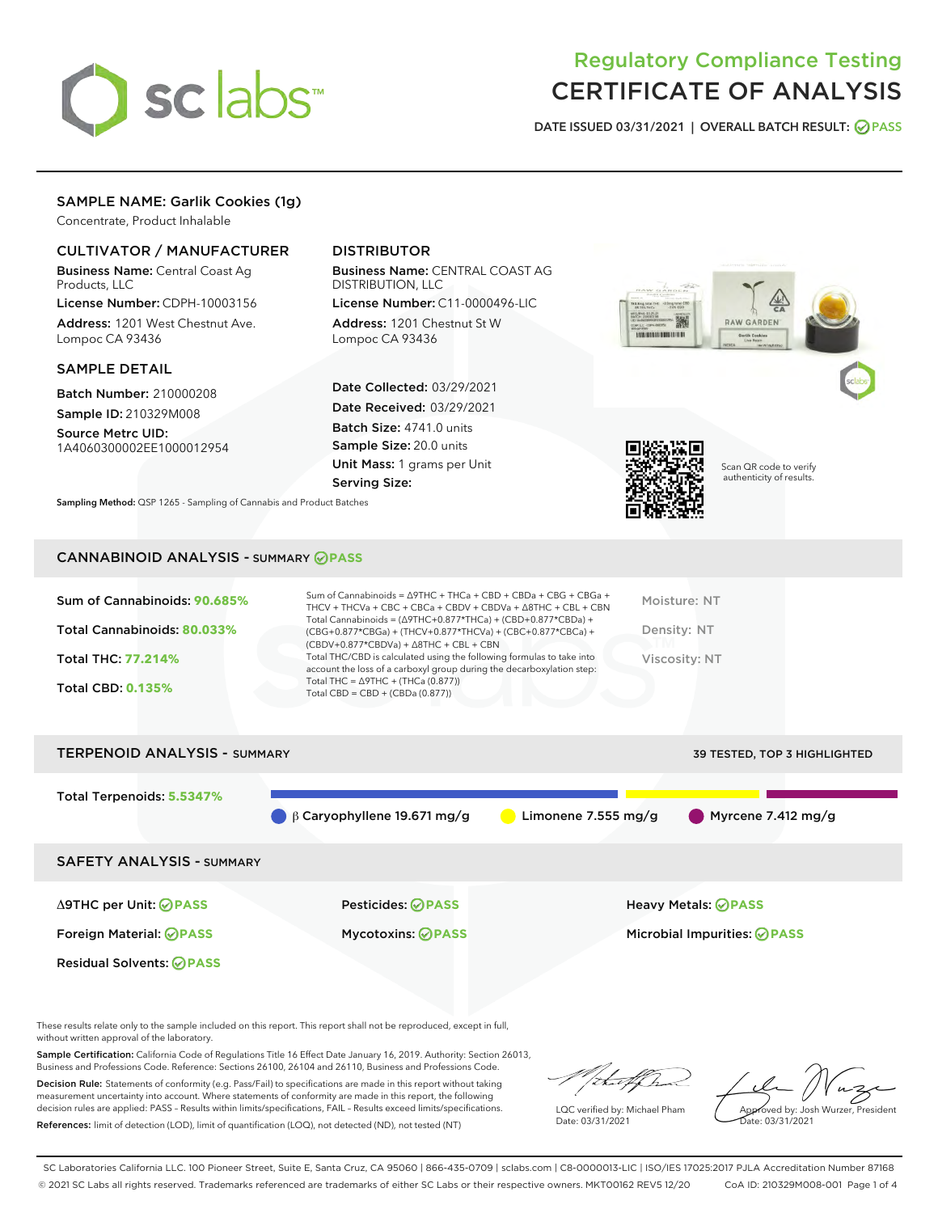# Regulatory Compliance Testing
# CERTIFICATE OF ANALYSIS

DATE ISSUED 03/31/2021 | OVERALL BATCH RESULT: PASS

## SAMPLE NAME: Garlik Cookies (1g)

Concentrate, Product Inhalable

### CULTIVATOR / MANUFACTURER

**Business Name:** Central Coast Ag Products, LLC

**License Number:** CDPH-10003156

**Address:** 1201 West Chestnut Ave. Lompoc CA 93436

### DISTRIBUTOR

**Business Name:** CENTRAL COAST AG DISTRIBUTION, LLC

**License Number:** C11-0000496-LIC

**Address:** 1201 Chestnut St W Lompoc CA 93436

### SAMPLE DETAIL

**Batch Number:** 210000208

**Sample ID:** 210329M008

**Source Metrc UID:** 1A4060300002EE1000012954

**Date Collected:** 03/29/2021

**Date Received:** 03/29/2021

**Batch Size:** 4741.0 units

**Sample Size:** 20.0 units

**Unit Mass:** 1 grams per Unit

**Serving Size:**

Scan QR code to verify authenticity of results.

**Sampling Method:** QSP 1265 - Sampling of Cannabis and Product Batches

## CANNABINOID ANALYSIS - SUMMARY PASS

**Sum of Cannabinoids:** 90.685%

**Total Cannabinoids:** 80.033%

**Total THC:** 77.214%

**Total CBD:** 0.135%

Sum of Cannabinoids = Δ9THC + THCa + CBD + CBDa + CBG + CBGa + THCV + THCVa + CBC + CBCa + CBDV + CBDVa + Δ8THC + CBL + CBN
Total Cannabinoids = (Δ9THC+0.877*THCa) + (CBD+0.877*CBDa) + (CBG+0.877*CBGa) + (THCV+0.877*THCVa) + (CBC+0.877*CBCa) + (CBDV+0.877*CBDVa) + Δ8THC + CBL + CBN
Total THC/CBD is calculated using the following formulas to take into account the loss of a carboxyl group during the decarboxylation step:
Total THC = Δ9THC + (THCa (0.877))
Total CBD = CBD + (CBDa (0.877))

Moisture: NT

Density: NT

Viscosity: NT

## TERPENOID ANALYSIS - SUMMARY

39 TESTED, TOP 3 HIGHLIGHTED

**Total Terpenoids:** 5.5347%

β Caryophyllene 19.671 mg/g | Limonene 7.555 mg/g | Myrcene 7.412 mg/g

## SAFETY ANALYSIS - SUMMARY

| | | |
|---|---|---|
| Δ9THC per Unit: PASS | Pesticides: PASS | Heavy Metals: PASS |
| Foreign Material: PASS | Mycotoxins: PASS | Microbial Impurities: PASS |
| Residual Solvents: PASS | | |

These results relate only to the sample included on this report. This report shall not be reproduced, except in full, without written approval of the laboratory.

**Sample Certification:** California Code of Regulations Title 16 Effect Date January 16, 2019. Authority: Section 26013, Business and Professions Code. Reference: Sections 26100, 26104 and 26110, Business and Professions Code.

**Decision Rule:** Statements of conformity (e.g. Pass/Fail) to specifications are made in this report without taking measurement uncertainty into account. Where statements of conformity are made in this report, the following decision rules are applied: PASS – Results within limits/specifications, FAIL – Results exceed limits/specifications.

**References:** limit of detection (LOD), limit of quantification (LOQ), not detected (ND), not tested (NT)

LQC verified by: Michael Pham
Date: 03/31/2021

Approved by: Josh Wurzer, President
Date: 03/31/2021

SC Laboratories California LLC. 100 Pioneer Street, Suite E, Santa Cruz, CA 95060 | 866-435-0709 | sclabs.com | C8-0000013-LIC | ISO/IES 17025:2017 PJLA Accreditation Number 87168
© 2021 SC Labs all rights reserved. Trademarks referenced are trademarks of either SC Labs or their respective owners. MKT00162 REV5 12/20 CoA ID: 210329M008-001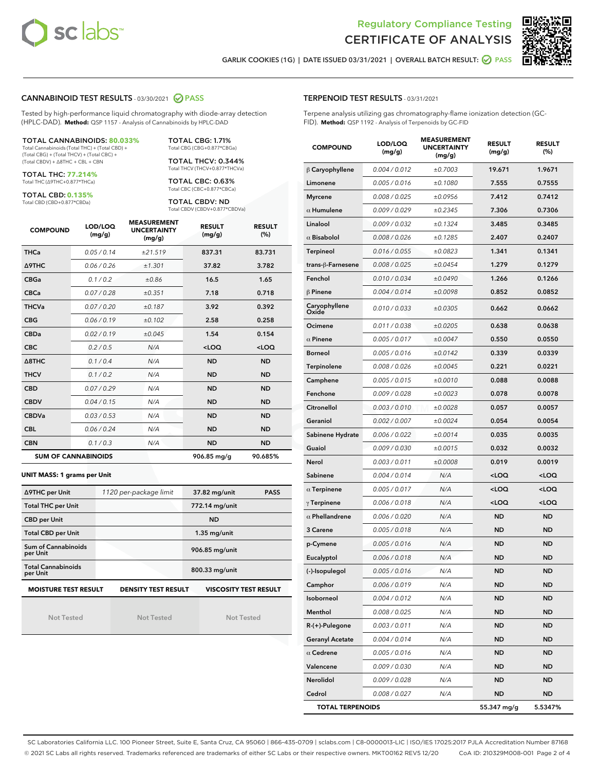# Regulatory Compliance Testing
# CERTIFICATE OF ANALYSIS

GARLIK COOKIES (1G) | DATE ISSUED 03/31/2021 | OVERALL BATCH RESULT: PASS

## CANNABINOID TEST RESULTS - 03/30/2021 PASS

Tested by high-performance liquid chromatography with diode-array detection (HPLC-DAD). **Method:** QSP 1157 - Analysis of Cannabinoids by HPLC-DAD

**TOTAL CANNABINOIDS: 80.033%**
Total Cannabinoids (Total THC) + (Total CBD) + (Total CBG) + (Total THCV) + (Total CBC) + (Total CBDV) + Δ8THC + CBL + CBN

**TOTAL THC: 77.214%**
Total THC (Δ9THC+0.877*THCa)

**TOTAL CBD: 0.135%**
Total CBD (CBD+0.877*CBDa)

**TOTAL CBG: 1.71%**
Total CBG (CBG+0.877*CBGa)

**TOTAL THCV: 0.344%**
Total THCV (THCV+0.877*THCVa)

**TOTAL CBC: 0.63%**
Total CBC (CBC+0.877*CBCa)

**TOTAL CBDV: ND**
Total CBDV (CBDV+0.877*CBDVa)

| COMPOUND | LOD/LOQ (mg/g) | MEASUREMENT UNCERTAINTY (mg/g) | RESULT (mg/g) | RESULT (%) |
|---|---|---|---|---|
| THCa | 0.05 / 0.14 | ±21.519 | 837.31 | 83.731 |
| Δ9THC | 0.06 / 0.26 | ±1.301 | 37.82 | 3.782 |
| CBGa | 0.1 / 0.2 | ±0.86 | 16.5 | 1.65 |
| CBCa | 0.07 / 0.28 | ±0.351 | 7.18 | 0.718 |
| THCVa | 0.07 / 0.20 | ±0.187 | 3.92 | 0.392 |
| CBG | 0.06 / 0.19 | ±0.102 | 2.58 | 0.258 |
| CBDa | 0.02 / 0.19 | ±0.045 | 1.54 | 0.154 |
| CBC | 0.2 / 0.5 | N/A | <LOQ | <LOQ |
| Δ8THC | 0.1 / 0.4 | N/A | ND | ND |
| THCV | 0.1 / 0.2 | N/A | ND | ND |
| CBD | 0.07 / 0.29 | N/A | ND | ND |
| CBDV | 0.04 / 0.15 | N/A | ND | ND |
| CBDVa | 0.03 / 0.53 | N/A | ND | ND |
| CBL | 0.06 / 0.24 | N/A | ND | ND |
| CBN | 0.1 / 0.3 | N/A | ND | ND |
| **SUM OF CANNABINOIDS** | | | **906.85 mg/g** | **90.685%** |

**UNIT MASS: 1 grams per Unit**

| | | | |
|---|---|---|---|
| Δ9THC per Unit | 1120 per-package limit | 37.82 mg/unit | PASS |
| Total THC per Unit | | 772.14 mg/unit | |
| CBD per Unit | | ND | |
| Total CBD per Unit | | 1.35 mg/unit | |
| Sum of Cannabinoids per Unit | | 906.85 mg/unit | |
| Total Cannabinoids per Unit | | 800.33 mg/unit | |

| MOISTURE TEST RESULT | DENSITY TEST RESULT | VISCOSITY TEST RESULT |
|---|---|---|
| Not Tested | Not Tested | Not Tested |

## TERPENOID TEST RESULTS - 03/31/2021

Terpene analysis utilizing gas chromatography-flame ionization detection (GC-FID). **Method:** QSP 1192 - Analysis of Terpenoids by GC-FID

| COMPOUND | LOD/LOQ (mg/g) | MEASUREMENT UNCERTAINTY (mg/g) | RESULT (mg/g) | RESULT (%) |
|---|---|---|---|---|
| β Caryophyllene | 0.004 / 0.012 | ±0.7003 | 19.671 | 1.9671 |
| Limonene | 0.005 / 0.016 | ±0.1080 | 7.555 | 0.7555 |
| Myrcene | 0.008 / 0.025 | ±0.0956 | 7.412 | 0.7412 |
| α Humulene | 0.009 / 0.029 | ±0.2345 | 7.306 | 0.7306 |
| Linalool | 0.009 / 0.032 | ±0.1324 | 3.485 | 0.3485 |
| α Bisabolol | 0.008 / 0.026 | ±0.1285 | 2.407 | 0.2407 |
| Terpineol | 0.016 / 0.055 | ±0.0823 | 1.341 | 0.1341 |
| trans-β-Farnesene | 0.008 / 0.025 | ±0.0454 | 1.279 | 0.1279 |
| Fenchol | 0.010 / 0.034 | ±0.0490 | 1.266 | 0.1266 |
| β Pinene | 0.004 / 0.014 | ±0.0098 | 0.852 | 0.0852 |
| Caryophyllene Oxide | 0.010 / 0.033 | ±0.0305 | 0.662 | 0.0662 |
| Ocimene | 0.011 / 0.038 | ±0.0205 | 0.638 | 0.0638 |
| α Pinene | 0.005 / 0.017 | ±0.0047 | 0.550 | 0.0550 |
| Borneol | 0.005 / 0.016 | ±0.0142 | 0.339 | 0.0339 |
| Terpinolene | 0.008 / 0.026 | ±0.0045 | 0.221 | 0.0221 |
| Camphene | 0.005 / 0.015 | ±0.0010 | 0.088 | 0.0088 |
| Fenchone | 0.009 / 0.028 | ±0.0023 | 0.078 | 0.0078 |
| Citronellol | 0.003 / 0.010 | ±0.0028 | 0.057 | 0.0057 |
| Geraniol | 0.002 / 0.007 | ±0.0024 | 0.054 | 0.0054 |
| Sabinene Hydrate | 0.006 / 0.022 | ±0.0014 | 0.035 | 0.0035 |
| Guaiol | 0.009 / 0.030 | ±0.0015 | 0.032 | 0.0032 |
| Nerol | 0.003 / 0.011 | ±0.0008 | 0.019 | 0.0019 |
| Sabinene | 0.004 / 0.014 | N/A | <LOQ | <LOQ |
| α Terpinene | 0.005 / 0.017 | N/A | <LOQ | <LOQ |
| γ Terpinene | 0.006 / 0.018 | N/A | <LOQ | <LOQ |
| α Phellandrene | 0.006 / 0.020 | N/A | ND | ND |
| 3 Carene | 0.005 / 0.018 | N/A | ND | ND |
| p-Cymene | 0.005 / 0.016 | N/A | ND | ND |
| Eucalyptol | 0.006 / 0.018 | N/A | ND | ND |
| (-)-Isopulegol | 0.005 / 0.016 | N/A | ND | ND |
| Camphor | 0.006 / 0.019 | N/A | ND | ND |
| Isoborneol | 0.004 / 0.012 | N/A | ND | ND |
| Menthol | 0.008 / 0.025 | N/A | ND | ND |
| R-(+)-Pulegone | 0.003 / 0.011 | N/A | ND | ND |
| Geranyl Acetate | 0.004 / 0.014 | N/A | ND | ND |
| α Cedrene | 0.005 / 0.016 | N/A | ND | ND |
| Valencene | 0.009 / 0.030 | N/A | ND | ND |
| Nerolidol | 0.009 / 0.028 | N/A | ND | ND |
| Cedrol | 0.008 / 0.027 | N/A | ND | ND |
| **TOTAL TERPENOIDS** | | | **55.347 mg/g** | **5.5347%** |

SC Laboratories California LLC. 100 Pioneer Street, Suite E, Santa Cruz, CA 95060 | 866-435-0709 | sclabs.com | C8-0000013-LIC | ISO/IES 17025:2017 PJLA Accreditation Number 87168
© 2021 SC Labs all rights reserved. Trademarks referenced are trademarks of either SC Labs or their respective owners. MKT00162 REV5 12/20 CoA ID: 210329M008-001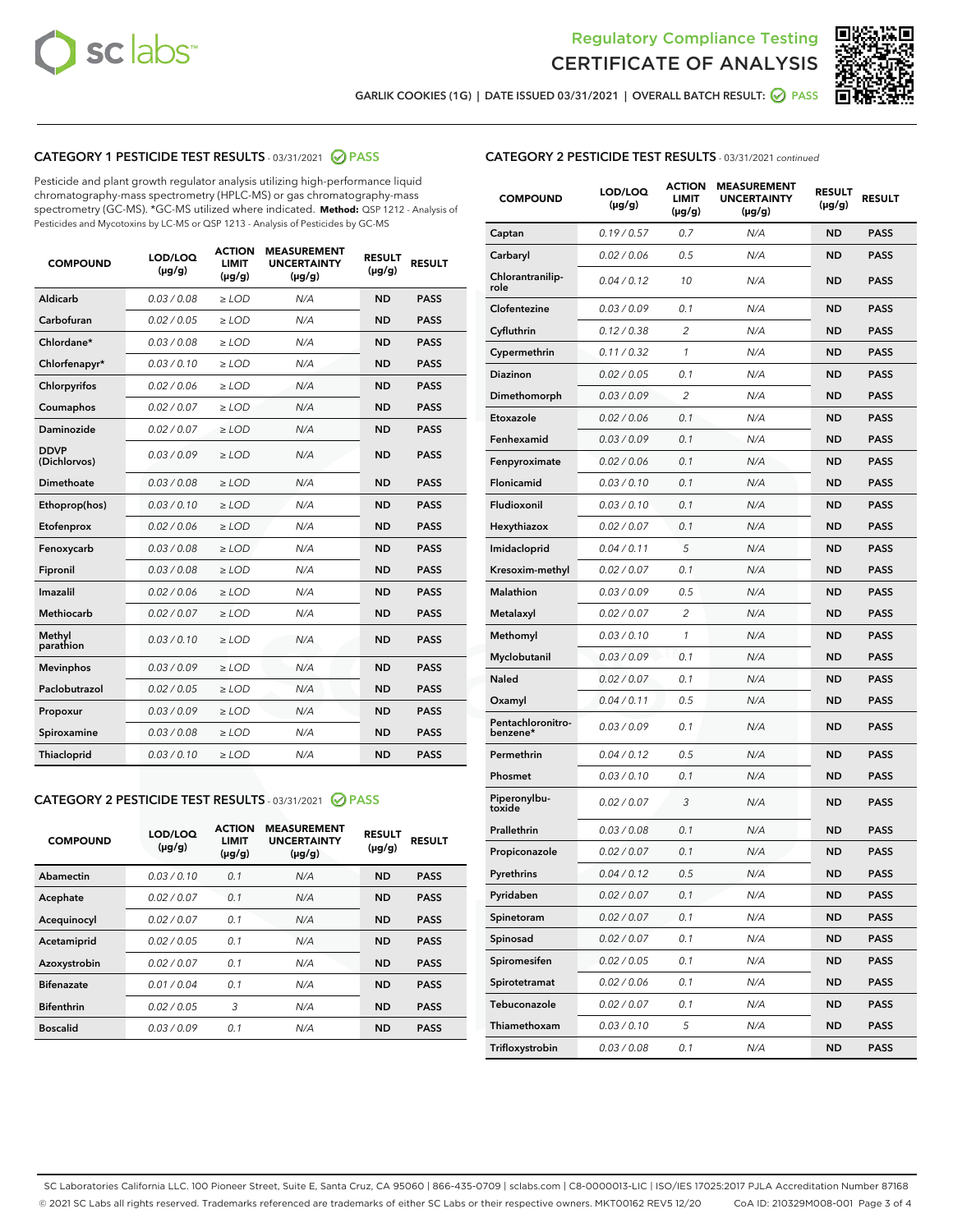Regulatory Compliance Testing
CERTIFICATE OF ANALYSIS

GARLIK COOKIES (1G) | DATE ISSUED 03/31/2021 | OVERALL BATCH RESULT: PASS

## CATEGORY 1 PESTICIDE TEST RESULTS - 03/31/2021 PASS

Pesticide and plant growth regulator analysis utilizing high-performance liquid chromatography-mass spectrometry (HPLC-MS) or gas chromatography-mass spectrometry (GC-MS). *GC-MS utilized where indicated. **Method:** QSP 1212 - Analysis of Pesticides and Mycotoxins by LC-MS or QSP 1213 - Analysis of Pesticides by GC-MS

| COMPOUND | LOD/LOQ (µg/g) | ACTION LIMIT (µg/g) | MEASUREMENT UNCERTAINTY (µg/g) | RESULT (µg/g) | RESULT |
|---|---|---|---|---|---|
| Aldicarb | 0.03 / 0.08 | ≥ LOD | N/A | ND | PASS |
| Carbofuran | 0.02 / 0.05 | ≥ LOD | N/A | ND | PASS |
| Chlordane* | 0.03 / 0.08 | ≥ LOD | N/A | ND | PASS |
| Chlorfenapyr* | 0.03 / 0.10 | ≥ LOD | N/A | ND | PASS |
| Chlorpyrifos | 0.02 / 0.06 | ≥ LOD | N/A | ND | PASS |
| Coumaphos | 0.02 / 0.07 | ≥ LOD | N/A | ND | PASS |
| Daminozide | 0.02 / 0.07 | ≥ LOD | N/A | ND | PASS |
| DDVP (Dichlorvos) | 0.03 / 0.09 | ≥ LOD | N/A | ND | PASS |
| Dimethoate | 0.03 / 0.08 | ≥ LOD | N/A | ND | PASS |
| Ethoprop(hos) | 0.03 / 0.10 | ≥ LOD | N/A | ND | PASS |
| Etofenprox | 0.02 / 0.06 | ≥ LOD | N/A | ND | PASS |
| Fenoxycarb | 0.03 / 0.08 | ≥ LOD | N/A | ND | PASS |
| Fipronil | 0.03 / 0.08 | ≥ LOD | N/A | ND | PASS |
| Imazalil | 0.02 / 0.06 | ≥ LOD | N/A | ND | PASS |
| Methiocarb | 0.02 / 0.07 | ≥ LOD | N/A | ND | PASS |
| Methyl parathion | 0.03 / 0.10 | ≥ LOD | N/A | ND | PASS |
| Mevinphos | 0.03 / 0.09 | ≥ LOD | N/A | ND | PASS |
| Paclobutrazol | 0.02 / 0.05 | ≥ LOD | N/A | ND | PASS |
| Propoxur | 0.03 / 0.09 | ≥ LOD | N/A | ND | PASS |
| Spiroxamine | 0.03 / 0.08 | ≥ LOD | N/A | ND | PASS |
| Thiacloprid | 0.03 / 0.10 | ≥ LOD | N/A | ND | PASS |

## CATEGORY 2 PESTICIDE TEST RESULTS - 03/31/2021 PASS

| COMPOUND | LOD/LOQ (µg/g) | ACTION LIMIT (µg/g) | MEASUREMENT UNCERTAINTY (µg/g) | RESULT (µg/g) | RESULT |
|---|---|---|---|---|---|
| Abamectin | 0.03 / 0.10 | 0.1 | N/A | ND | PASS |
| Acephate | 0.02 / 0.07 | 0.1 | N/A | ND | PASS |
| Acequinocyl | 0.02 / 0.07 | 0.1 | N/A | ND | PASS |
| Acetamiprid | 0.02 / 0.05 | 0.1 | N/A | ND | PASS |
| Azoxystrobin | 0.02 / 0.07 | 0.1 | N/A | ND | PASS |
| Bifenazate | 0.01 / 0.04 | 0.1 | N/A | ND | PASS |
| Bifenthrin | 0.02 / 0.05 | 3 | N/A | ND | PASS |
| Boscalid | 0.03 / 0.09 | 0.1 | N/A | ND | PASS |
| Captan | 0.19 / 0.57 | 0.7 | N/A | ND | PASS |
| Carbaryl | 0.02 / 0.06 | 0.5 | N/A | ND | PASS |
| Chlorantraniliprole | 0.04 / 0.12 | 10 | N/A | ND | PASS |
| Clofentezine | 0.03 / 0.09 | 0.1 | N/A | ND | PASS |
| Cyfluthrin | 0.12 / 0.38 | 2 | N/A | ND | PASS |
| Cypermethrin | 0.11 / 0.32 | 1 | N/A | ND | PASS |
| Diazinon | 0.02 / 0.05 | 0.1 | N/A | ND | PASS |
| Dimethomorph | 0.03 / 0.09 | 2 | N/A | ND | PASS |
| Etoxazole | 0.02 / 0.06 | 0.1 | N/A | ND | PASS |
| Fenhexamid | 0.03 / 0.09 | 0.1 | N/A | ND | PASS |
| Fenpyroximate | 0.02 / 0.06 | 0.1 | N/A | ND | PASS |
| Flonicamid | 0.03 / 0.10 | 0.1 | N/A | ND | PASS |
| Fludioxonil | 0.03 / 0.10 | 0.1 | N/A | ND | PASS |
| Hexythiazox | 0.02 / 0.07 | 0.1 | N/A | ND | PASS |
| Imidacloprid | 0.04 / 0.11 | 5 | N/A | ND | PASS |
| Kresoxim-methyl | 0.02 / 0.07 | 0.1 | N/A | ND | PASS |
| Malathion | 0.03 / 0.09 | 0.5 | N/A | ND | PASS |
| Metalaxyl | 0.02 / 0.07 | 2 | N/A | ND | PASS |
| Methomyl | 0.03 / 0.10 | 1 | N/A | ND | PASS |
| Myclobutanil | 0.03 / 0.09 | 0.1 | N/A | ND | PASS |
| Naled | 0.02 / 0.07 | 0.1 | N/A | ND | PASS |
| Oxamyl | 0.04 / 0.11 | 0.5 | N/A | ND | PASS |
| Pentachloronitrobenzene* | 0.03 / 0.09 | 0.1 | N/A | ND | PASS |
| Permethrin | 0.04 / 0.12 | 0.5 | N/A | ND | PASS |
| Phosmet | 0.03 / 0.10 | 0.1 | N/A | ND | PASS |
| Piperonylbutoxide | 0.02 / 0.07 | 3 | N/A | ND | PASS |
| Prallethrin | 0.03 / 0.08 | 0.1 | N/A | ND | PASS |
| Propiconazole | 0.02 / 0.07 | 0.1 | N/A | ND | PASS |
| Pyrethrins | 0.04 / 0.12 | 0.5 | N/A | ND | PASS |
| Pyridaben | 0.02 / 0.07 | 0.1 | N/A | ND | PASS |
| Spinetoram | 0.02 / 0.07 | 0.1 | N/A | ND | PASS |
| Spinosad | 0.02 / 0.07 | 0.1 | N/A | ND | PASS |
| Spiromesifen | 0.02 / 0.05 | 0.1 | N/A | ND | PASS |
| Spirotetramat | 0.02 / 0.06 | 0.1 | N/A | ND | PASS |
| Tebuconazole | 0.02 / 0.07 | 0.1 | N/A | ND | PASS |
| Thiamethoxam | 0.03 / 0.10 | 5 | N/A | ND | PASS |
| Trifloxystrobin | 0.03 / 0.08 | 0.1 | N/A | ND | PASS |

SC Laboratories California LLC. 100 Pioneer Street, Suite E, Santa Cruz, CA 95060 | 866-435-0709 | sclabs.com | C8-0000013-LIC | ISO/IES 17025:2017 PJLA Accreditation Number 87168
© 2021 SC Labs all rights reserved. Trademarks referenced are trademarks of either SC Labs or their respective owners. MKT00162 REV5 12/20 CoA ID: 210329M008-001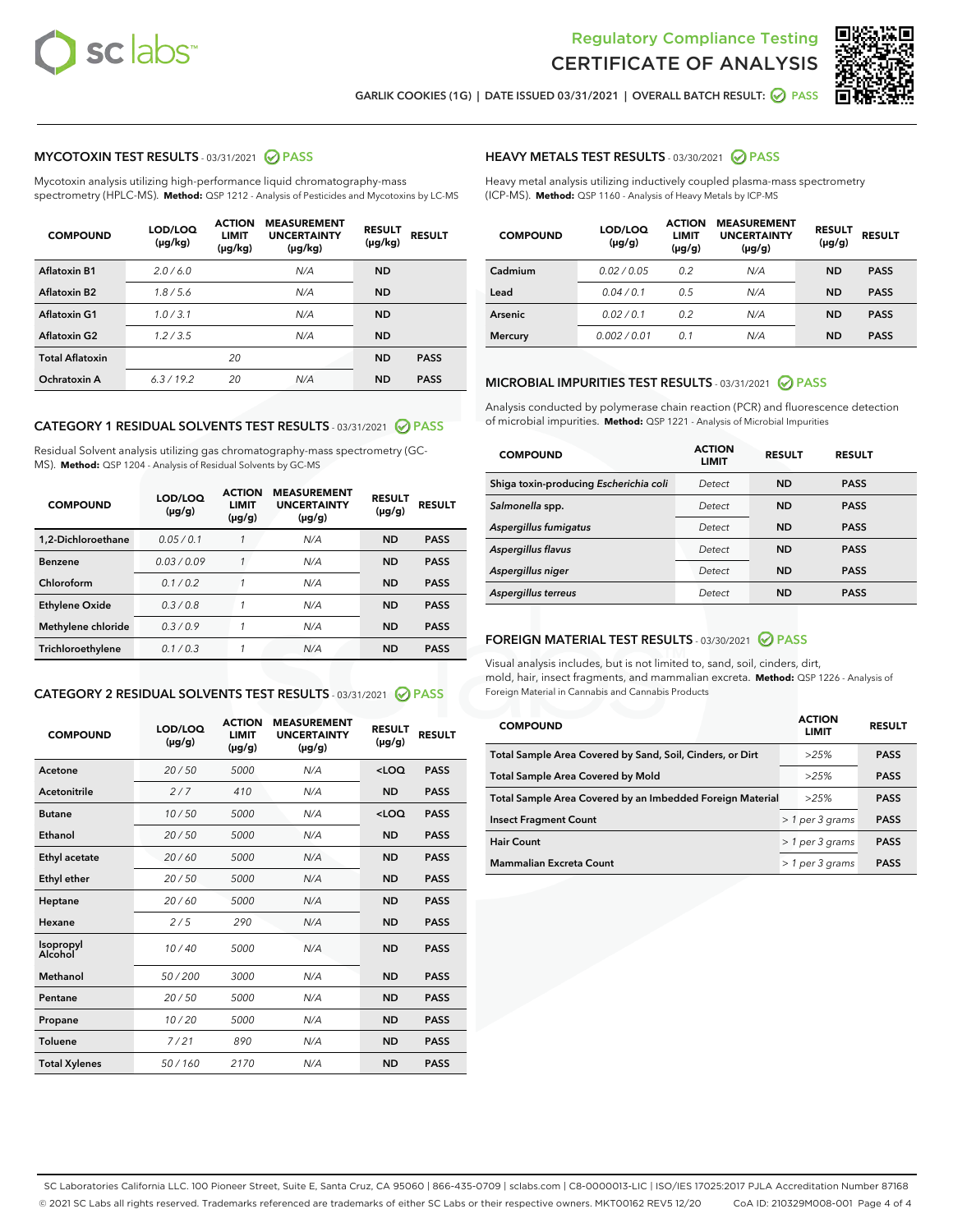Regulatory Compliance Testing

# CERTIFICATE OF ANALYSIS

GARLIK COOKIES (1G) | DATE ISSUED 03/31/2021 | OVERALL BATCH RESULT: PASS

## MYCOTOXIN TEST RESULTS - 03/31/2021 PASS

Mycotoxin analysis utilizing high-performance liquid chromatography-mass spectrometry (HPLC-MS). **Method:** QSP 1212 - Analysis of Pesticides and Mycotoxins by LC-MS

| COMPOUND | LOD/LOQ (µg/kg) | ACTION LIMIT (µg/kg) | MEASUREMENT UNCERTAINTY (µg/kg) | RESULT (µg/kg) | RESULT |
|---|---|---|---|---|---|
| Aflatoxin B1 | 2.0 / 6.0 | | N/A | ND | |
| Aflatoxin B2 | 1.8 / 5.6 | | N/A | ND | |
| Aflatoxin G1 | 1.0 / 3.1 | | N/A | ND | |
| Aflatoxin G2 | 1.2 / 3.5 | | N/A | ND | |
| Total Aflatoxin | | 20 | | ND | PASS |
| Ochratoxin A | 6.3 / 19.2 | 20 | N/A | ND | PASS |

## CATEGORY 1 RESIDUAL SOLVENTS TEST RESULTS - 03/31/2021 PASS

Residual Solvent analysis utilizing gas chromatography-mass spectrometry (GC-MS). **Method:** QSP 1204 - Analysis of Residual Solvents by GC-MS

| COMPOUND | LOD/LOQ (µg/g) | ACTION LIMIT (µg/g) | MEASUREMENT UNCERTAINTY (µg/g) | RESULT (µg/g) | RESULT |
|---|---|---|---|---|---|
| 1,2-Dichloroethane | 0.05 / 0.1 | 1 | N/A | ND | PASS |
| Benzene | 0.03 / 0.09 | 1 | N/A | ND | PASS |
| Chloroform | 0.1 / 0.2 | 1 | N/A | ND | PASS |
| Ethylene Oxide | 0.3 / 0.8 | 1 | N/A | ND | PASS |
| Methylene chloride | 0.3 / 0.9 | 1 | N/A | ND | PASS |
| Trichloroethylene | 0.1 / 0.3 | 1 | N/A | ND | PASS |

## CATEGORY 2 RESIDUAL SOLVENTS TEST RESULTS - 03/31/2021 PASS

| COMPOUND | LOD/LOQ (µg/g) | ACTION LIMIT (µg/g) | MEASUREMENT UNCERTAINTY (µg/g) | RESULT (µg/g) | RESULT |
|---|---|---|---|---|---|
| Acetone | 20 / 50 | 5000 | N/A | <LOQ | PASS |
| Acetonitrile | 2 / 7 | 410 | N/A | ND | PASS |
| Butane | 10 / 50 | 5000 | N/A | <LOQ | PASS |
| Ethanol | 20 / 50 | 5000 | N/A | ND | PASS |
| Ethyl acetate | 20 / 60 | 5000 | N/A | ND | PASS |
| Ethyl ether | 20 / 50 | 5000 | N/A | ND | PASS |
| Heptane | 20 / 60 | 5000 | N/A | ND | PASS |
| Hexane | 2 / 5 | 290 | N/A | ND | PASS |
| Isopropyl Alcohol | 10 / 40 | 5000 | N/A | ND | PASS |
| Methanol | 50 / 200 | 3000 | N/A | ND | PASS |
| Pentane | 20 / 50 | 5000 | N/A | ND | PASS |
| Propane | 10 / 20 | 5000 | N/A | ND | PASS |
| Toluene | 7 / 21 | 890 | N/A | ND | PASS |
| Total Xylenes | 50 / 160 | 2170 | N/A | ND | PASS |

## HEAVY METALS TEST RESULTS - 03/30/2021 PASS

Heavy metal analysis utilizing inductively coupled plasma-mass spectrometry (ICP-MS). **Method:** QSP 1160 - Analysis of Heavy Metals by ICP-MS

| COMPOUND | LOD/LOQ (µg/g) | ACTION LIMIT (µg/g) | MEASUREMENT UNCERTAINTY (µg/g) | RESULT (µg/g) | RESULT |
|---|---|---|---|---|---|
| Cadmium | 0.02 / 0.05 | 0.2 | N/A | ND | PASS |
| Lead | 0.04 / 0.1 | 0.5 | N/A | ND | PASS |
| Arsenic | 0.02 / 0.1 | 0.2 | N/A | ND | PASS |
| Mercury | 0.002 / 0.01 | 0.1 | N/A | ND | PASS |

## MICROBIAL IMPURITIES TEST RESULTS - 03/31/2021 PASS

Analysis conducted by polymerase chain reaction (PCR) and fluorescence detection of microbial impurities. **Method:** QSP 1221 - Analysis of Microbial Impurities

| COMPOUND | ACTION LIMIT | RESULT | RESULT |
|---|---|---|---|
| Shiga toxin-producing *Escherichia coli* | Detect | ND | PASS |
| *Salmonella* spp. | Detect | ND | PASS |
| *Aspergillus fumigatus* | Detect | ND | PASS |
| *Aspergillus flavus* | Detect | ND | PASS |
| *Aspergillus niger* | Detect | ND | PASS |
| *Aspergillus terreus* | Detect | ND | PASS |

## FOREIGN MATERIAL TEST RESULTS - 03/30/2021 PASS

Visual analysis includes, but is not limited to, sand, soil, cinders, dirt, mold, hair, insect fragments, and mammalian excreta. **Method:** QSP 1226 - Analysis of Foreign Material in Cannabis and Cannabis Products

| COMPOUND | ACTION LIMIT | RESULT |
|---|---|---|
| Total Sample Area Covered by Sand, Soil, Cinders, or Dirt | >25% | PASS |
| Total Sample Area Covered by Mold | >25% | PASS |
| Total Sample Area Covered by an Imbedded Foreign Material | >25% | PASS |
| Insect Fragment Count | > 1 per 3 grams | PASS |
| Hair Count | > 1 per 3 grams | PASS |
| Mammalian Excreta Count | > 1 per 3 grams | PASS |

SC Laboratories California LLC. 100 Pioneer Street, Suite E, Santa Cruz, CA 95060 | 866-435-0709 | sclabs.com | C8-0000013-LIC | ISO/IES 17025:2017 PJLA Accreditation Number 87168
© 2021 SC Labs all rights reserved. Trademarks referenced are trademarks of either SC Labs or their respective owners. MKT00162 REV5 12/20 CoA ID: 210329M008-001